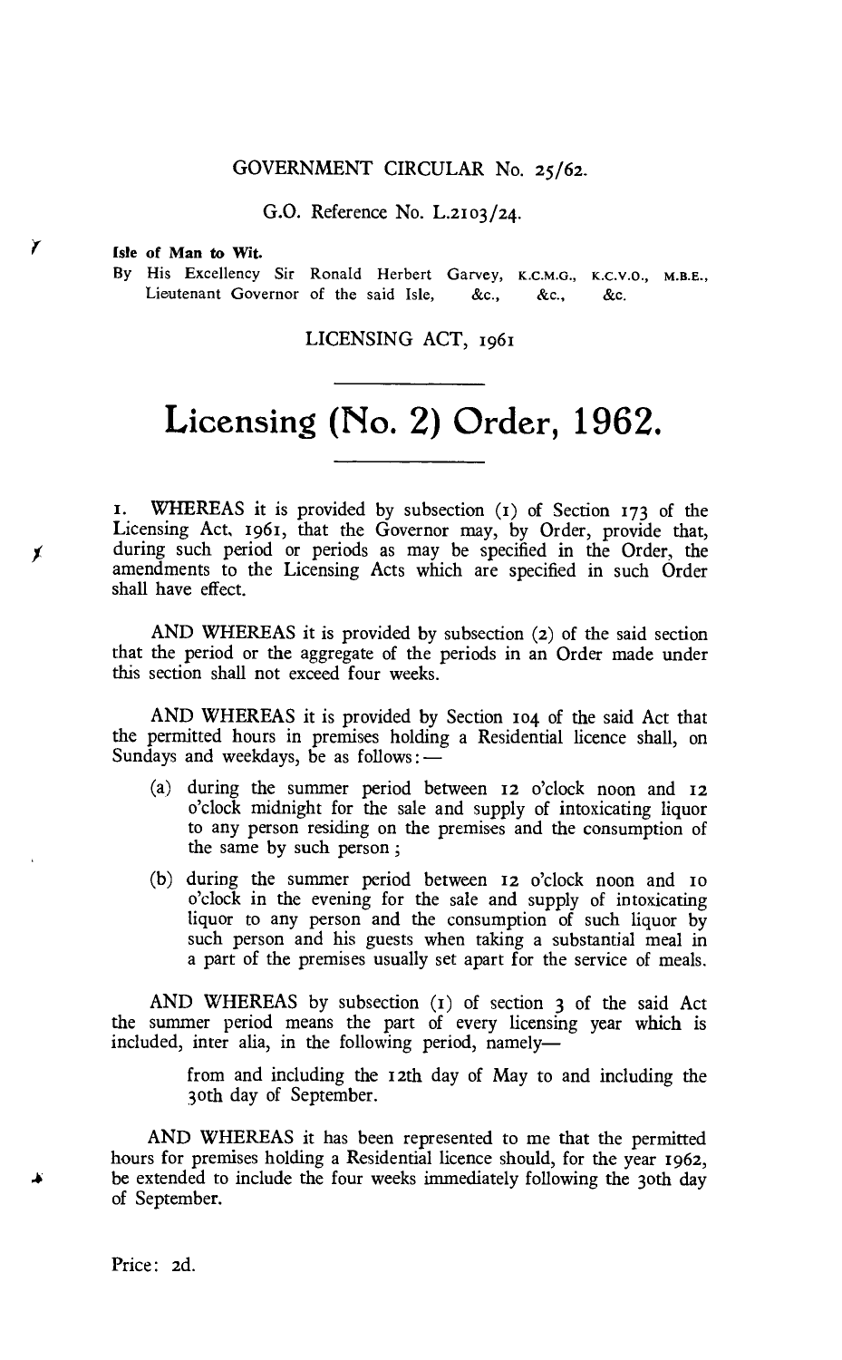GOVERNMENT CIRCULAR No. 25/62.

G.O. Reference No. L.2103/24.

**Isle of Man to Wit.**

By His Excellency Sir Ronald Herbert Garvey, K.C.M.G., K.C.V.O., M.B.E., Lieutenant Governor of the said Isle, &c., &c., &c.

LICENSING ACT, 1961

# Licensing (No. 2) Order, 1962.

1. WHEREAS it is provided by subsection (1) of Section 173 of the Licensing Act, 1961, that the Governor may, by Order, provide that, during such period or periods as may be specified in the Order, the amendments to the Licensing Acts which are specified in such Order shall have effect.

AND WHEREAS it is provided by subsection (2) of the said section that the period or the aggregate of the periods in an Order made under this section shall not exceed four weeks.

AND WHEREAS it is provided by Section 104 of the said Act that the permitted hours in premises holding a Residential licence shall, on Sundays and weekdays, be as follows:—

(a) during the summer period between 12 o'clock noon and 12 o'clock midnight for the sale and supply of intoxicating liquor to any person residing on the premises and the consumption of the same by such person;

(b) during the summer period between 12 o'clock noon and 10 o'clock in the evening for the sale and supply of intoxicating liquor to any person and the consumption of such liquor by such person and his guests when taking a substantial meal in a part of the premises usually set apart for the service of meals.

AND WHEREAS by subsection (1) of section 3 of the said Act the summer period means the part of every licensing year which is included, inter alia, in the following period, namely—

> from and including the 12th day of May to and including the 30th day of September.

AND WHEREAS it has been represented to me that the permitted hours for premises holding a Residential licence should, for the year 1962, be extended to include the four weeks immediately following the 30th day of September.

Price: 2d.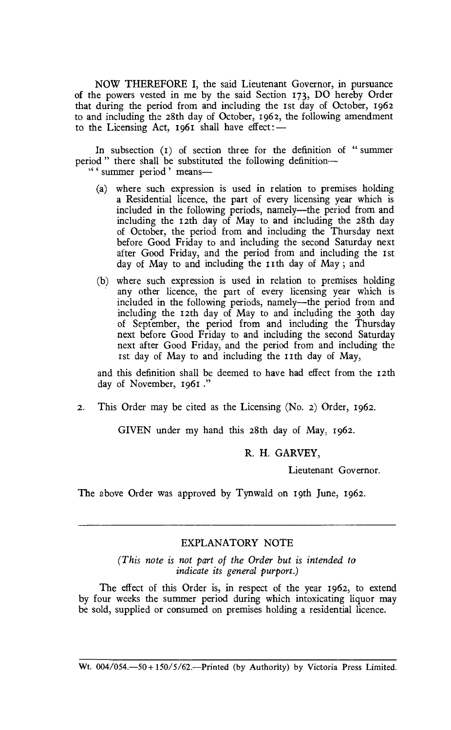NOW THEREFORE I, the said Lieutenant Governor, in pursuance of the powers vested in me by the said Section 173, DO hereby Order that during the period from and including the 1st day of October, 1962 to and including the 28th day of October, 1962, the following amendment to the Licensing Act, 1961 shall have effect: —

In subsection (1) of section three for the definition of " summer period " there shall be substituted the following definition—
" ' summer period ' means—

(a) where such expression is used in relation to premises holding a Residential licence, the part of every licensing year which is included in the following periods, namely—the period from and including the 12th day of May to and including the 28th day of October, the period from and including the Thursday next before Good Friday to and including the second Saturday next after Good Friday, and the period from and including the 1st day of May to and including the 11th day of May ; and

(b) where such expression is used in relation to premises holding any other licence, the part of every licensing year which is included in the following periods, namely—the period from and including the 12th day of May to and including the 30th day of September, the period from and including the Thursday next before Good Friday to and including the second Saturday next after Good Friday, and the period from and including the 1st day of May to and including the 11th day of May,

and this definition shall be deemed to have had effect from the 12th day of November, 1961 ."

2. This Order may be cited as the Licensing (No. 2) Order, 1962.

GIVEN under my hand this 28th day of May, 1962.

R. H. GARVEY,

Lieutenant Governor.

The above Order was approved by Tynwald on 19th June, 1962.

---

## EXPLANATORY NOTE

*(This note is not part of the Order but is intended to indicate its general purport.)*

The effect of this Order is, in respect of the year 1962, to extend by four weeks the summer period during which intoxicating liquor may be sold, supplied or consumed on premises holding a residential licence.

---

Wt. 004/054.—50+150/5/62.—Printed (by Authority) by Victoria Press Limited.